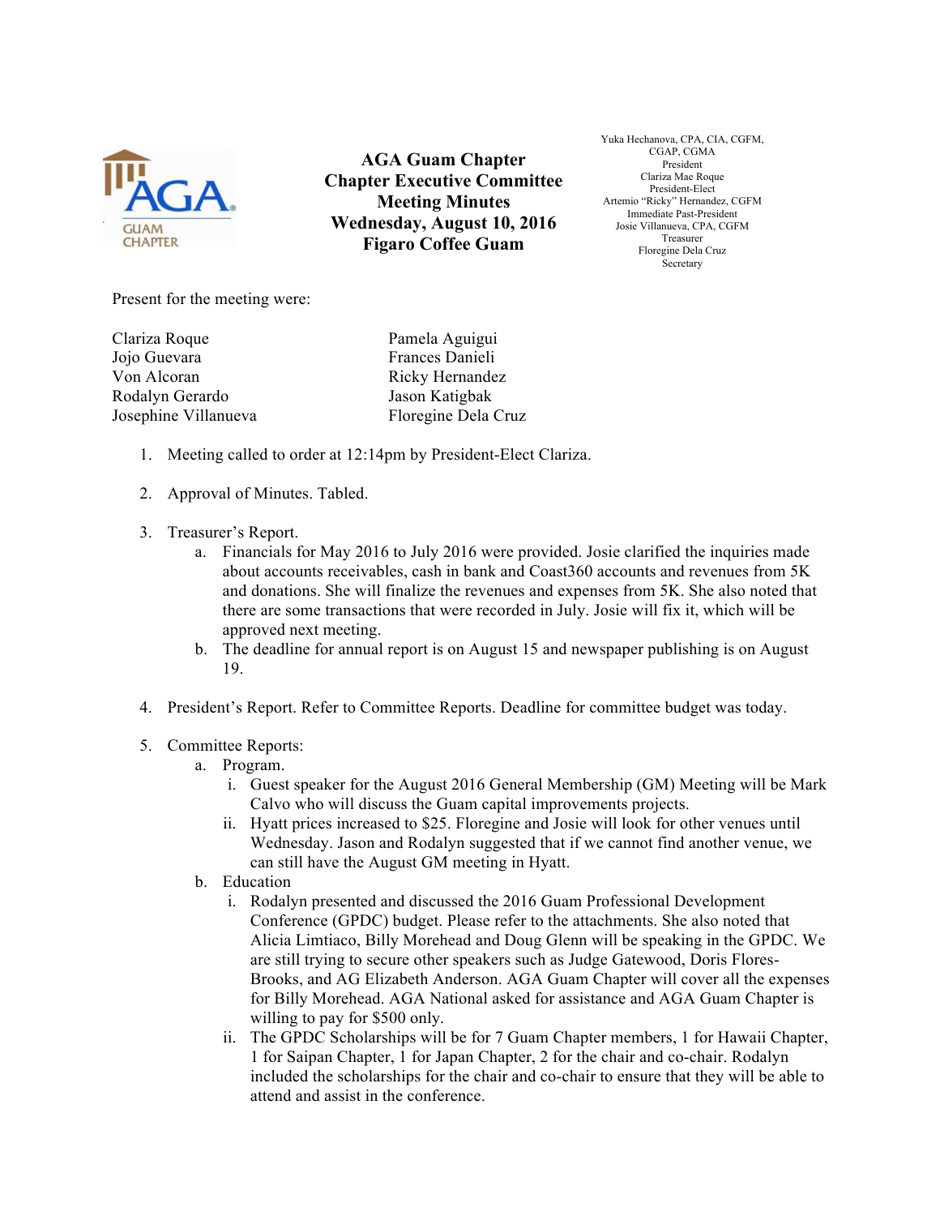# AGA Guam Chapter
## Chapter Executive Committee
## Meeting Minutes
## Wednesday, August 10, 2016
## Figaro Coffee Guam

Yuka Hechanova, CPA, CIA, CGFM, CGAP, CGMA
President
Clariza Mae Roque
President-Elect
Artemio "Ricky" Hernandez, CGFM
Immediate Past-President
Josie Villanueva, CPA, CGFM
Treasurer
Floregine Dela Cruz
Secretary

Present for the meeting were:

| | |
|---|---|
| Clariza Roque | Pamela Aguigui |
| Jojo Guevara | Frances Danieli |
| Von Alcoran | Ricky Hernandez |
| Rodalyn Gerardo | Jason Katigbak |
| Josephine Villanueva | Floregine Dela Cruz |

1. Meeting called to order at 12:14pm by President-Elect Clariza.

2. Approval of Minutes. Tabled.

3. Treasurer's Report.
   a. Financials for May 2016 to July 2016 were provided. Josie clarified the inquiries made about accounts receivables, cash in bank and Coast360 accounts and revenues from 5K and donations. She will finalize the revenues and expenses from 5K. She also noted that there are some transactions that were recorded in July. Josie will fix it, which will be approved next meeting.
   b. The deadline for annual report is on August 15 and newspaper publishing is on August 19.

4. President's Report. Refer to Committee Reports. Deadline for committee budget was today.

5. Committee Reports:
   a. Program.
      i. Guest speaker for the August 2016 General Membership (GM) Meeting will be Mark Calvo who will discuss the Guam capital improvements projects.
      ii. Hyatt prices increased to $25. Floregine and Josie will look for other venues until Wednesday. Jason and Rodalyn suggested that if we cannot find another venue, we can still have the August GM meeting in Hyatt.
   b. Education
      i. Rodalyn presented and discussed the 2016 Guam Professional Development Conference (GPDC) budget. Please refer to the attachments. She also noted that Alicia Limtiaco, Billy Morehead and Doug Glenn will be speaking in the GPDC. We are still trying to secure other speakers such as Judge Gatewood, Doris Flores-Brooks, and AG Elizabeth Anderson. AGA Guam Chapter will cover all the expenses for Billy Morehead. AGA National asked for assistance and AGA Guam Chapter is willing to pay for $500 only.
      ii. The GPDC Scholarships will be for 7 Guam Chapter members, 1 for Hawaii Chapter, 1 for Saipan Chapter, 1 for Japan Chapter, 2 for the chair and co-chair. Rodalyn included the scholarships for the chair and co-chair to ensure that they will be able to attend and assist in the conference.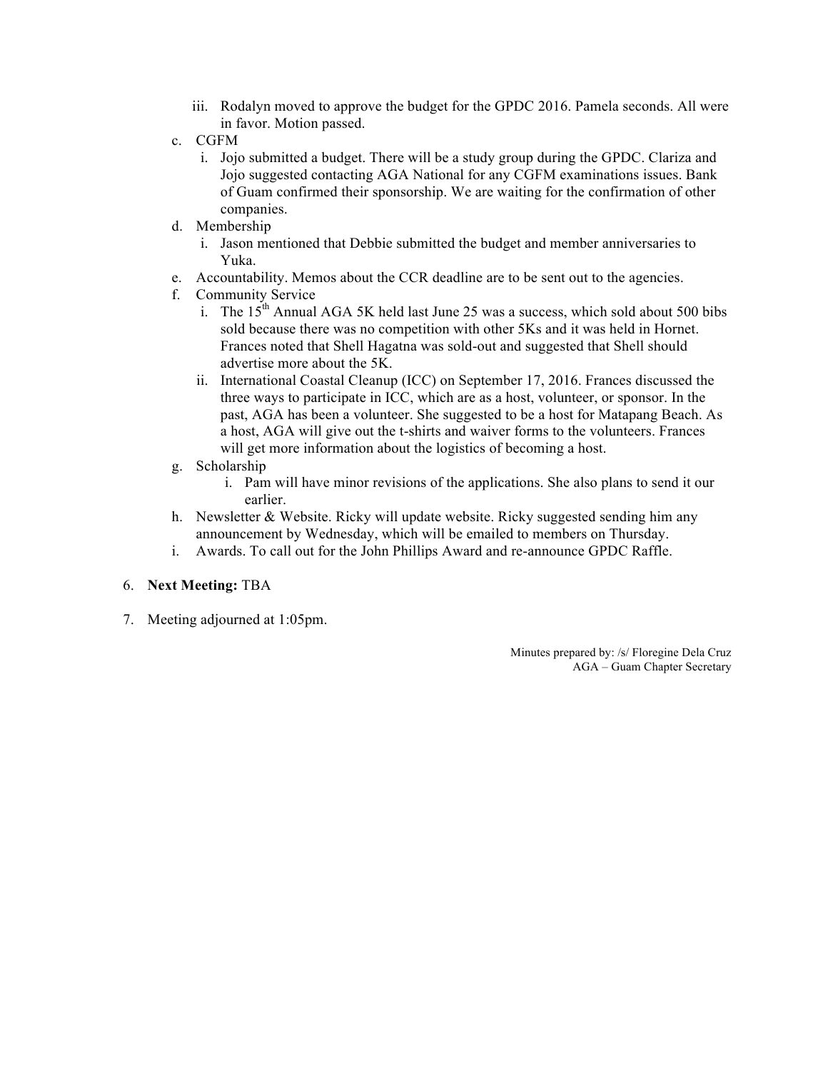iii. Rodalyn moved to approve the budget for the GPDC 2016. Pamela seconds. All were in favor. Motion passed.

c. CGFM
   i. Jojo submitted a budget. There will be a study group during the GPDC. Clariza and Jojo suggested contacting AGA National for any CGFM examinations issues. Bank of Guam confirmed their sponsorship. We are waiting for the confirmation of other companies.

d. Membership
   i. Jason mentioned that Debbie submitted the budget and member anniversaries to Yuka.

e. Accountability. Memos about the CCR deadline are to be sent out to the agencies.

f. Community Service
   i. The 15th Annual AGA 5K held last June 25 was a success, which sold about 500 bibs sold because there was no competition with other 5Ks and it was held in Hornet. Frances noted that Shell Hagatna was sold-out and suggested that Shell should advertise more about the 5K.
   ii. International Coastal Cleanup (ICC) on September 17, 2016. Frances discussed the three ways to participate in ICC, which are as a host, volunteer, or sponsor. In the past, AGA has been a volunteer. She suggested to be a host for Matapang Beach. As a host, AGA will give out the t-shirts and waiver forms to the volunteers. Frances will get more information about the logistics of becoming a host.

g. Scholarship
   i. Pam will have minor revisions of the applications. She also plans to send it our earlier.

h. Newsletter & Website. Ricky will update website. Ricky suggested sending him any announcement by Wednesday, which will be emailed to members on Thursday.

i. Awards. To call out for the John Phillips Award and re-announce GPDC Raffle.

6. **Next Meeting:** TBA

7. Meeting adjourned at 1:05pm.

Minutes prepared by: /s/ Floregine Dela Cruz
AGA – Guam Chapter Secretary